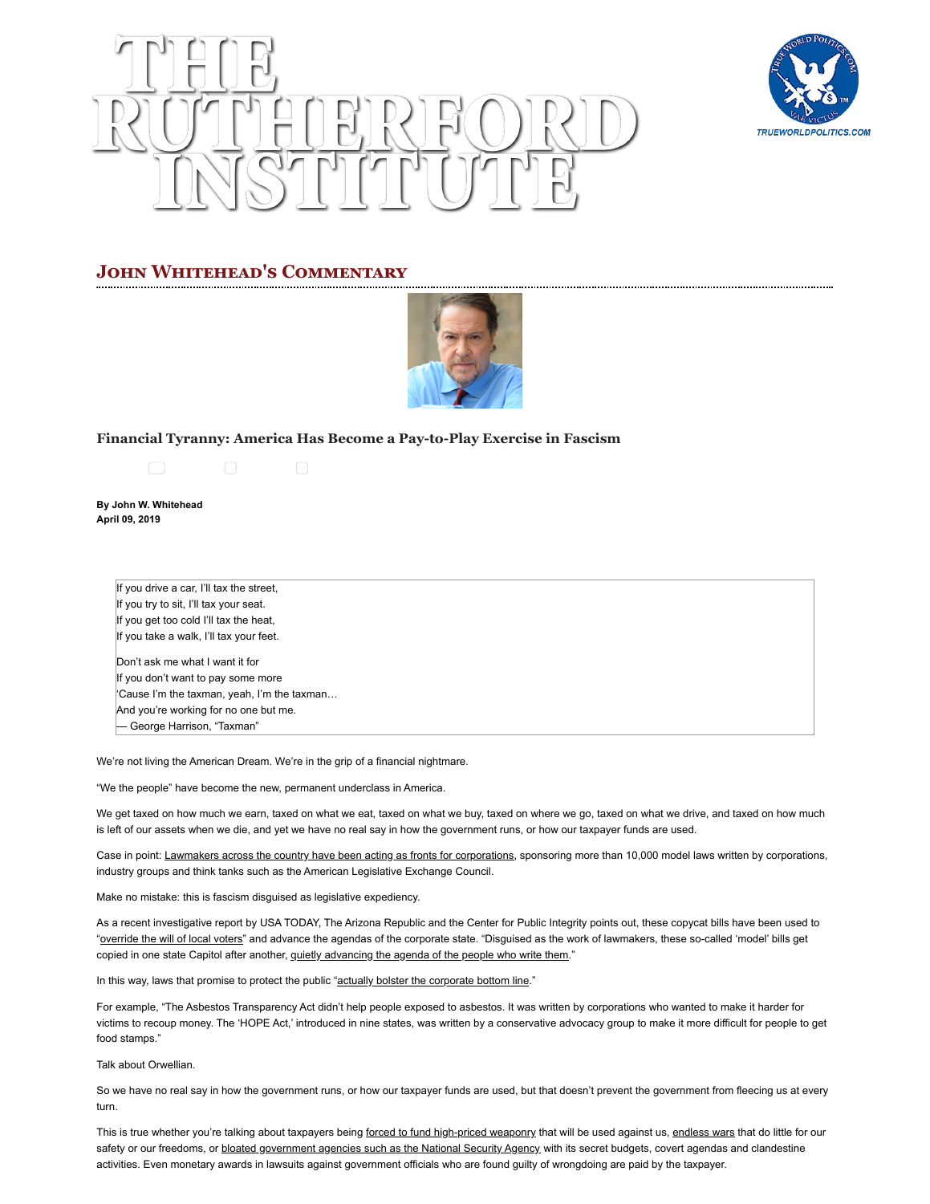# THE RUTHERFORD INSTITUTE

TRUEWORLDPOLITICS.COM

## John Whitehead's Commentary

### Financial Tyranny: America Has Become a Pay-to-Play Exercise in Fascism

**By John W. Whitehead**
**April 09, 2019**

> If you drive a car, I'll tax the street,
> If you try to sit, I'll tax your seat.
> If you get too cold I'll tax the heat,
> If you take a walk, I'll tax your feet.
>
> Don't ask me what I want it for
> If you don't want to pay some more
> 'Cause I'm the taxman, yeah, I'm the taxman…
> And you're working for no one but me.
> — George Harrison, "Taxman"

We're not living the American Dream. We're in the grip of a financial nightmare.

"We the people" have become the new, permanent underclass in America.

We get taxed on how much we earn, taxed on what we eat, taxed on what we buy, taxed on where we go, taxed on what we drive, and taxed on how much is left of our assets when we die, and yet we have no real say in how the government runs, or how our taxpayer funds are used.

Case in point: Lawmakers across the country have been acting as fronts for corporations, sponsoring more than 10,000 model laws written by corporations, industry groups and think tanks such as the American Legislative Exchange Council.

Make no mistake: this is fascism disguised as legislative expediency.

As a recent investigative report by USA TODAY, The Arizona Republic and the Center for Public Integrity points out, these copycat bills have been used to "override the will of local voters" and advance the agendas of the corporate state. "Disguised as the work of lawmakers, these so-called 'model' bills get copied in one state Capitol after another, quietly advancing the agenda of the people who write them."

In this way, laws that promise to protect the public "actually bolster the corporate bottom line."

For example, "The Asbestos Transparency Act didn't help people exposed to asbestos. It was written by corporations who wanted to make it harder for victims to recoup money. The 'HOPE Act,' introduced in nine states, was written by a conservative advocacy group to make it more difficult for people to get food stamps."

Talk about Orwellian.

So we have no real say in how the government runs, or how our taxpayer funds are used, but that doesn't prevent the government from fleecing us at every turn.

This is true whether you're talking about taxpayers being forced to fund high-priced weaponry that will be used against us, endless wars that do little for our safety or our freedoms, or bloated government agencies such as the National Security Agency with its secret budgets, covert agendas and clandestine activities. Even monetary awards in lawsuits against government officials who are found guilty of wrongdoing are paid by the taxpayer.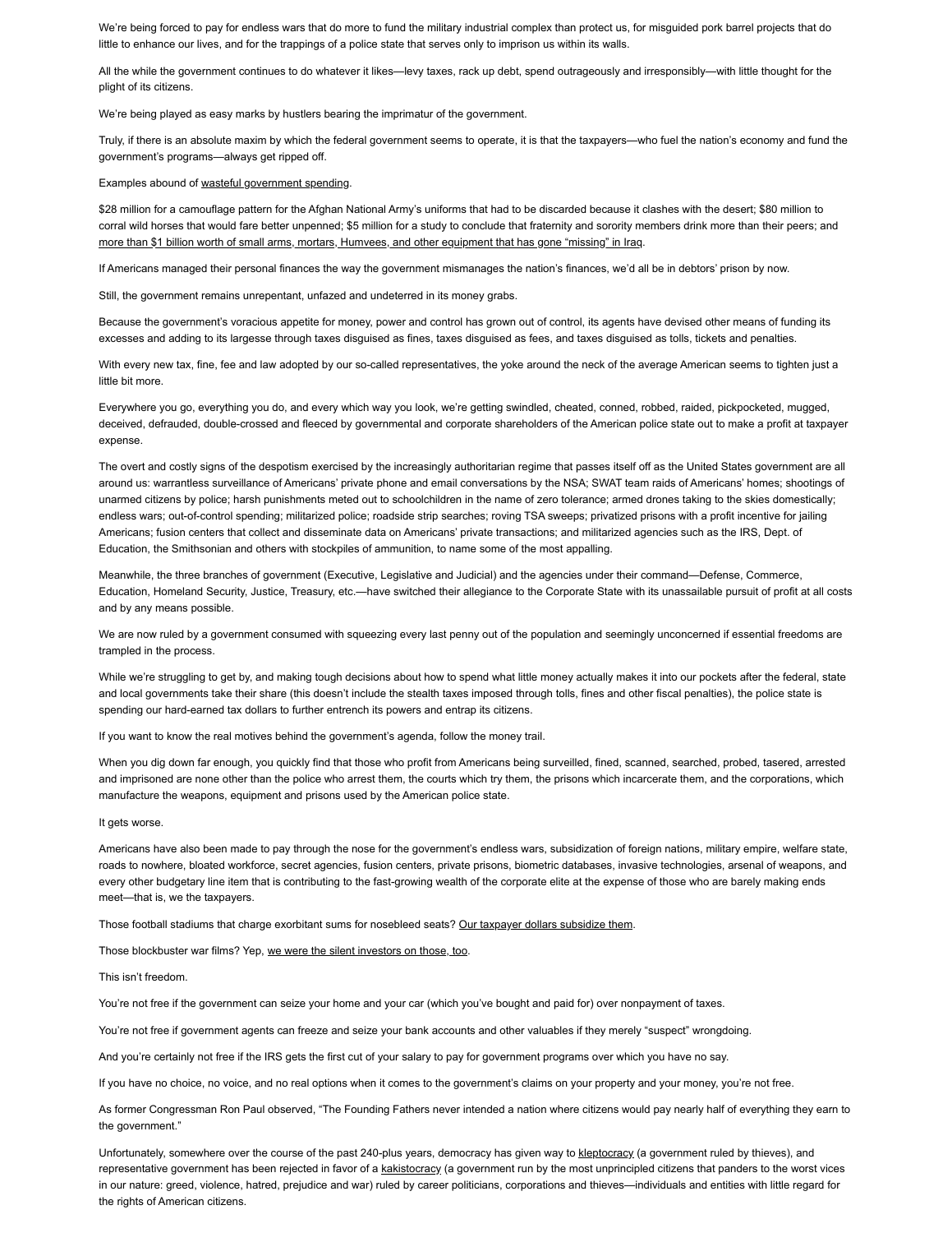We're being forced to pay for endless wars that do more to fund the military industrial complex than protect us, for misguided pork barrel projects that do little to enhance our lives, and for the trappings of a police state that serves only to imprison us within its walls.

All the while the government continues to do whatever it likes—levy taxes, rack up debt, spend outrageously and irresponsibly—with little thought for the plight of its citizens.

We're being played as easy marks by hustlers bearing the imprimatur of the government.

Truly, if there is an absolute maxim by which the federal government seems to operate, it is that the taxpayers—who fuel the nation's economy and fund the government's programs—always get ripped off.

Examples abound of wasteful government spending.

$28 million for a camouflage pattern for the Afghan National Army's uniforms that had to be discarded because it clashes with the desert; $80 million to corral wild horses that would fare better unpenned; $5 million for a study to conclude that fraternity and sorority members drink more than their peers; and more than $1 billion worth of small arms, mortars, Humvees, and other equipment that has gone "missing" in Iraq.

If Americans managed their personal finances the way the government mismanages the nation's finances, we'd all be in debtors' prison by now.

Still, the government remains unrepentant, unfazed and undeterred in its money grabs.

Because the government's voracious appetite for money, power and control has grown out of control, its agents have devised other means of funding its excesses and adding to its largesse through taxes disguised as fines, taxes disguised as fees, and taxes disguised as tolls, tickets and penalties.

With every new tax, fine, fee and law adopted by our so-called representatives, the yoke around the neck of the average American seems to tighten just a little bit more.

Everywhere you go, everything you do, and every which way you look, we're getting swindled, cheated, conned, robbed, raided, pickpocketed, mugged, deceived, defrauded, double-crossed and fleeced by governmental and corporate shareholders of the American police state out to make a profit at taxpayer expense.

The overt and costly signs of the despotism exercised by the increasingly authoritarian regime that passes itself off as the United States government are all around us: warrantless surveillance of Americans' private phone and email conversations by the NSA; SWAT team raids of Americans' homes; shootings of unarmed citizens by police; harsh punishments meted out to schoolchildren in the name of zero tolerance; armed drones taking to the skies domestically; endless wars; out-of-control spending; militarized police; roadside strip searches; roving TSA sweeps; privatized prisons with a profit incentive for jailing Americans; fusion centers that collect and disseminate data on Americans' private transactions; and militarized agencies such as the IRS, Dept. of Education, the Smithsonian and others with stockpiles of ammunition, to name some of the most appalling.

Meanwhile, the three branches of government (Executive, Legislative and Judicial) and the agencies under their command—Defense, Commerce, Education, Homeland Security, Justice, Treasury, etc.—have switched their allegiance to the Corporate State with its unassailable pursuit of profit at all costs and by any means possible.

We are now ruled by a government consumed with squeezing every last penny out of the population and seemingly unconcerned if essential freedoms are trampled in the process.

While we're struggling to get by, and making tough decisions about how to spend what little money actually makes it into our pockets after the federal, state and local governments take their share (this doesn't include the stealth taxes imposed through tolls, fines and other fiscal penalties), the police state is spending our hard-earned tax dollars to further entrench its powers and entrap its citizens.

If you want to know the real motives behind the government's agenda, follow the money trail.

When you dig down far enough, you quickly find that those who profit from Americans being surveilled, fined, scanned, searched, probed, tasered, arrested and imprisoned are none other than the police who arrest them, the courts which try them, the prisons which incarcerate them, and the corporations, which manufacture the weapons, equipment and prisons used by the American police state.

It gets worse.

Americans have also been made to pay through the nose for the government's endless wars, subsidization of foreign nations, military empire, welfare state, roads to nowhere, bloated workforce, secret agencies, fusion centers, private prisons, biometric databases, invasive technologies, arsenal of weapons, and every other budgetary line item that is contributing to the fast-growing wealth of the corporate elite at the expense of those who are barely making ends meet—that is, we the taxpayers.

Those football stadiums that charge exorbitant sums for nosebleed seats? Our taxpayer dollars subsidize them.

Those blockbuster war films? Yep, we were the silent investors on those, too.

This isn't freedom.

You're not free if the government can seize your home and your car (which you've bought and paid for) over nonpayment of taxes.

You're not free if government agents can freeze and seize your bank accounts and other valuables if they merely "suspect" wrongdoing.

And you're certainly not free if the IRS gets the first cut of your salary to pay for government programs over which you have no say.

If you have no choice, no voice, and no real options when it comes to the government's claims on your property and your money, you're not free.

As former Congressman Ron Paul observed, "The Founding Fathers never intended a nation where citizens would pay nearly half of everything they earn to the government."

Unfortunately, somewhere over the course of the past 240-plus years, democracy has given way to kleptocracy (a government ruled by thieves), and representative government has been rejected in favor of a kakistocracy (a government run by the most unprincipled citizens that panders to the worst vices in our nature: greed, violence, hatred, prejudice and war) ruled by career politicians, corporations and thieves—individuals and entities with little regard for the rights of American citizens.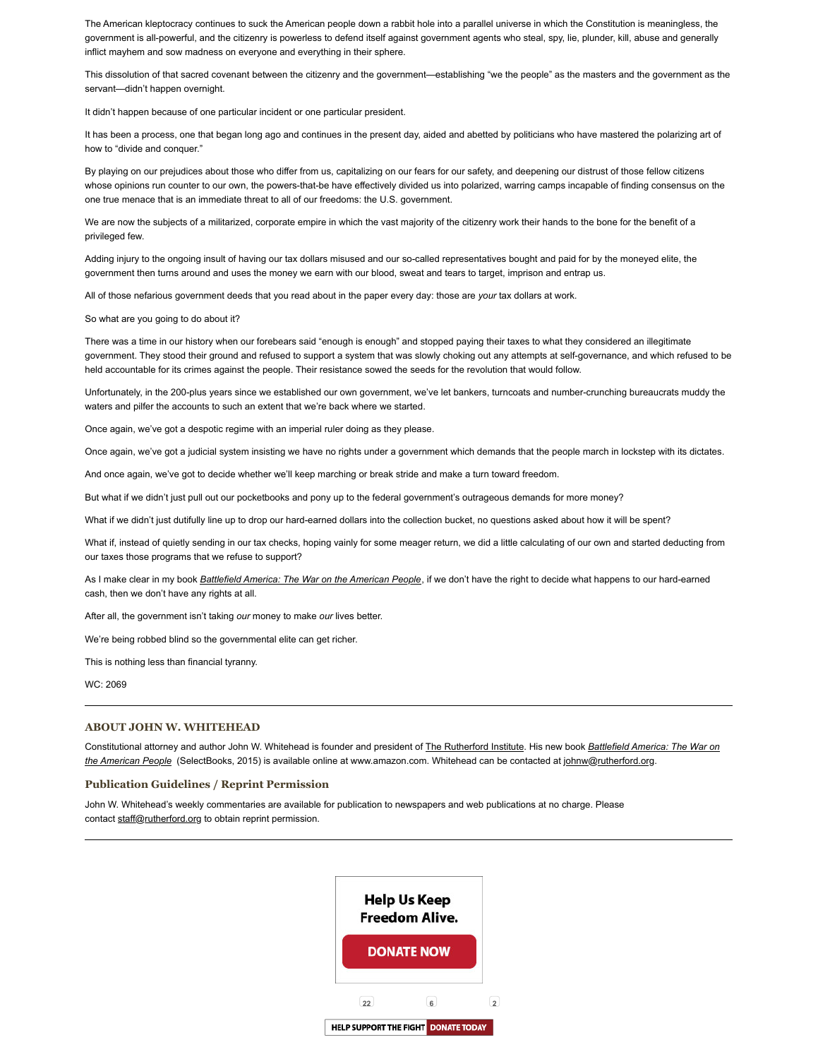The American kleptocracy continues to suck the American people down a rabbit hole into a parallel universe in which the Constitution is meaningless, the government is all-powerful, and the citizenry is powerless to defend itself against government agents who steal, spy, lie, plunder, kill, abuse and generally inflict mayhem and sow madness on everyone and everything in their sphere.

This dissolution of that sacred covenant between the citizenry and the government—establishing "we the people" as the masters and the government as the servant—didn't happen overnight.

It didn't happen because of one particular incident or one particular president.

It has been a process, one that began long ago and continues in the present day, aided and abetted by politicians who have mastered the polarizing art of how to "divide and conquer."

By playing on our prejudices about those who differ from us, capitalizing on our fears for our safety, and deepening our distrust of those fellow citizens whose opinions run counter to our own, the powers-that-be have effectively divided us into polarized, warring camps incapable of finding consensus on the one true menace that is an immediate threat to all of our freedoms: the U.S. government.

We are now the subjects of a militarized, corporate empire in which the vast majority of the citizenry work their hands to the bone for the benefit of a privileged few.

Adding injury to the ongoing insult of having our tax dollars misused and our so-called representatives bought and paid for by the moneyed elite, the government then turns around and uses the money we earn with our blood, sweat and tears to target, imprison and entrap us.

All of those nefarious government deeds that you read about in the paper every day: those are *your* tax dollars at work.

So what are you going to do about it?

There was a time in our history when our forebears said "enough is enough" and stopped paying their taxes to what they considered an illegitimate government. They stood their ground and refused to support a system that was slowly choking out any attempts at self-governance, and which refused to be held accountable for its crimes against the people. Their resistance sowed the seeds for the revolution that would follow.

Unfortunately, in the 200-plus years since we established our own government, we've let bankers, turncoats and number-crunching bureaucrats muddy the waters and pilfer the accounts to such an extent that we're back where we started.

Once again, we've got a despotic regime with an imperial ruler doing as they please.

Once again, we've got a judicial system insisting we have no rights under a government which demands that the people march in lockstep with its dictates.

And once again, we've got to decide whether we'll keep marching or break stride and make a turn toward freedom.

But what if we didn't just pull out our pocketbooks and pony up to the federal government's outrageous demands for more money?

What if we didn't just dutifully line up to drop our hard-earned dollars into the collection bucket, no questions asked about how it will be spent?

What if, instead of quietly sending in our tax checks, hoping vainly for some meager return, we did a little calculating of our own and started deducting from our taxes those programs that we refuse to support?

As I make clear in my book *Battlefield America: The War on the American People*, if we don't have the right to decide what happens to our hard-earned cash, then we don't have any rights at all.

After all, the government isn't taking *our* money to make *our* lives better.

We're being robbed blind so the governmental elite can get richer.

This is nothing less than financial tyranny.

WC: 2069

---

### ABOUT JOHN W. WHITEHEAD

Constitutional attorney and author John W. Whitehead is founder and president of The Rutherford Institute. His new book *Battlefield America: The War on the American People* (SelectBooks, 2015) is available online at www.amazon.com. Whitehead can be contacted at johnw@rutherford.org.

### Publication Guidelines / Reprint Permission

John W. Whitehead's weekly commentaries are available for publication to newspapers and web publications at no charge. Please contact staff@rutherford.org to obtain reprint permission.

---

Help Us Keep Freedom Alive.

DONATE NOW

22 6 2

HELP SUPPORT THE FIGHT DONATE TODAY